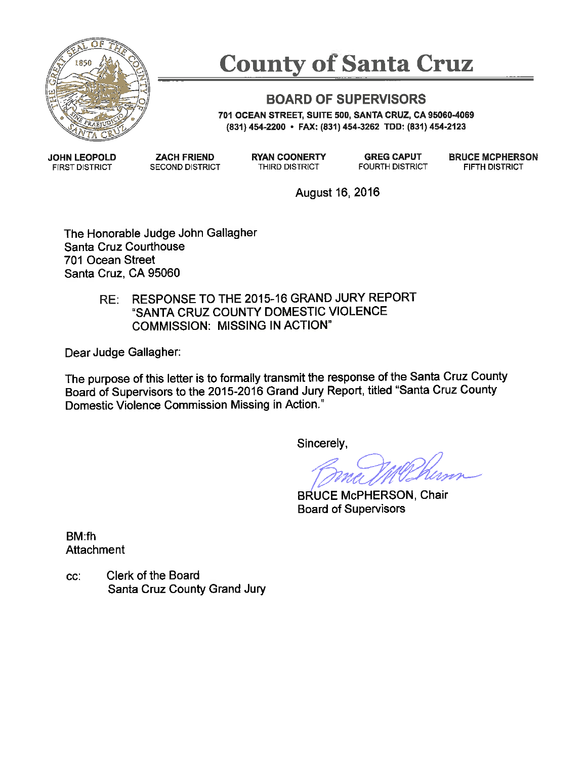# County of Santa Cruz

## BOARD OF SUPERVISORS

701 OCEAN STREET, SUITE 500, SANTA CRUZ, CA 95060-4069
(831) 454-2200 • FAX: (831) 454-3262 TDD: (831) 454-2123

| JOHN LEOPOLD | ZACH FRIEND | RYAN COONERTY | GREG CAPUT | BRUCE MCPHERSON |
|---|---|---|---|---|
| FIRST DISTRICT | SECOND DISTRICT | THIRD DISTRICT | FOURTH DISTRICT | FIFTH DISTRICT |

August 16, 2016

The Honorable Judge John Gallagher
Santa Cruz Courthouse
701 Ocean Street
Santa Cruz, CA 95060

RE: RESPONSE TO THE 2015-16 GRAND JURY REPORT "SANTA CRUZ COUNTY DOMESTIC VIOLENCE COMMISSION: MISSING IN ACTION"

Dear Judge Gallagher:

The purpose of this letter is to formally transmit the response of the Santa Cruz County Board of Supervisors to the 2015-2016 Grand Jury Report, titled "Santa Cruz County Domestic Violence Commission Missing in Action."

Sincerely,

BRUCE McPHERSON, Chair
Board of Supervisors

BM:fh
Attachment

cc: Clerk of the Board
Santa Cruz County Grand Jury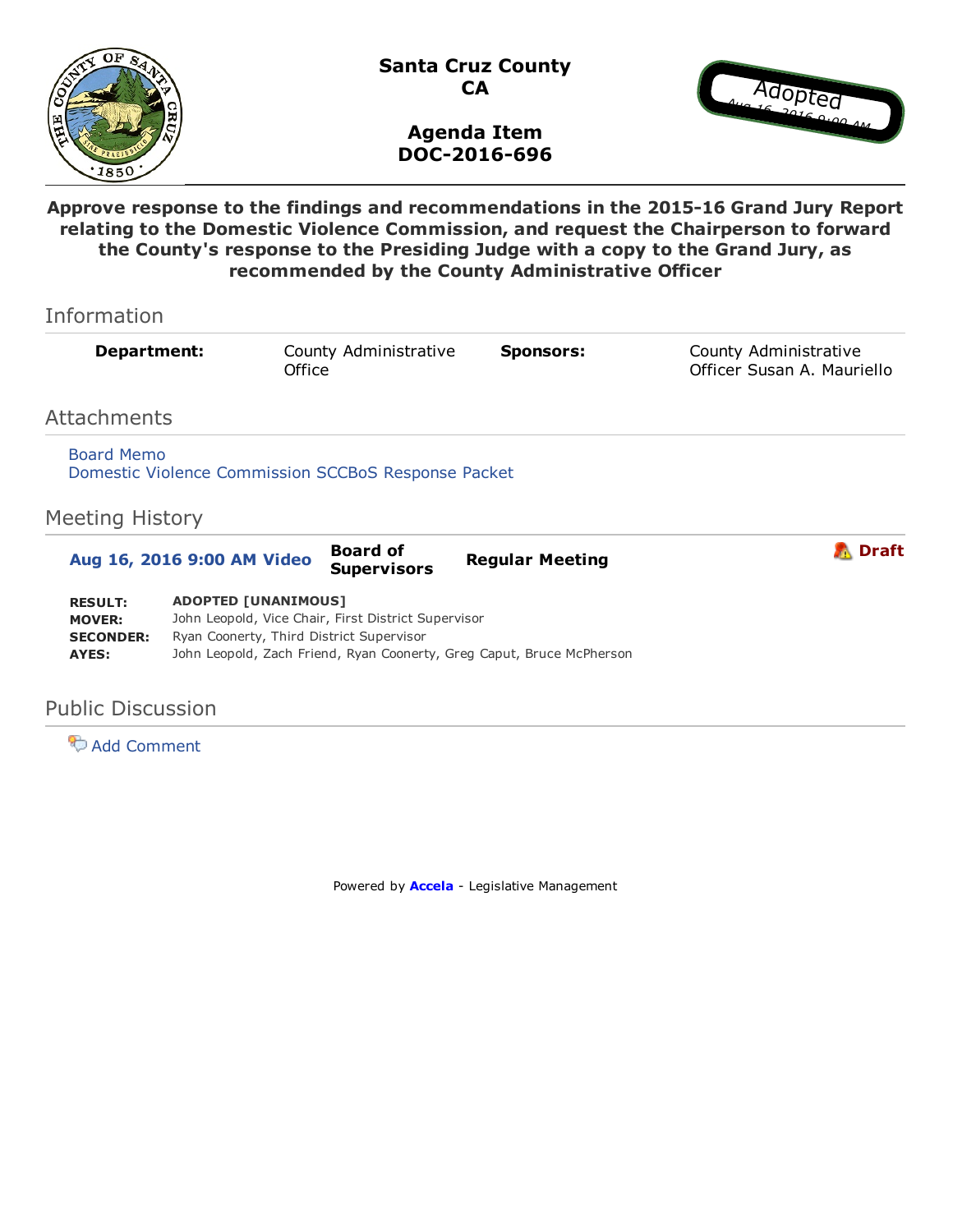# Santa Cruz County CA

## Agenda Item DOC-2016-696

Adopted
Aug 16, 2016 9:00 AM

**Approve response to the findings and recommendations in the 2015-16 Grand Jury Report relating to the Domestic Violence Commission, and request the Chairperson to forward the County's response to the Presiding Judge with a copy to the Grand Jury, as recommended by the County Administrative Officer**

## Information

| **Department:** | County Administrative Office | **Sponsors:** | County Administrative Officer Susan A. Mauriello |
|---|---|---|---|

## Attachments

Board Memo
Domestic Violence Commission SCCBoS Response Packet

## Meeting History

**Aug 16, 2016 9:00 AM Video** | **Board of Supervisors** | **Regular Meeting** | **Draft**

| | |
|---|---|
| **RESULT:** | **ADOPTED [UNANIMOUS]** |
| **MOVER:** | John Leopold, Vice Chair, First District Supervisor |
| **SECONDER:** | Ryan Coonerty, Third District Supervisor |
| **AYES:** | John Leopold, Zach Friend, Ryan Coonerty, Greg Caput, Bruce McPherson |

## Public Discussion

Add Comment

Powered by **Accela** - Legislative Management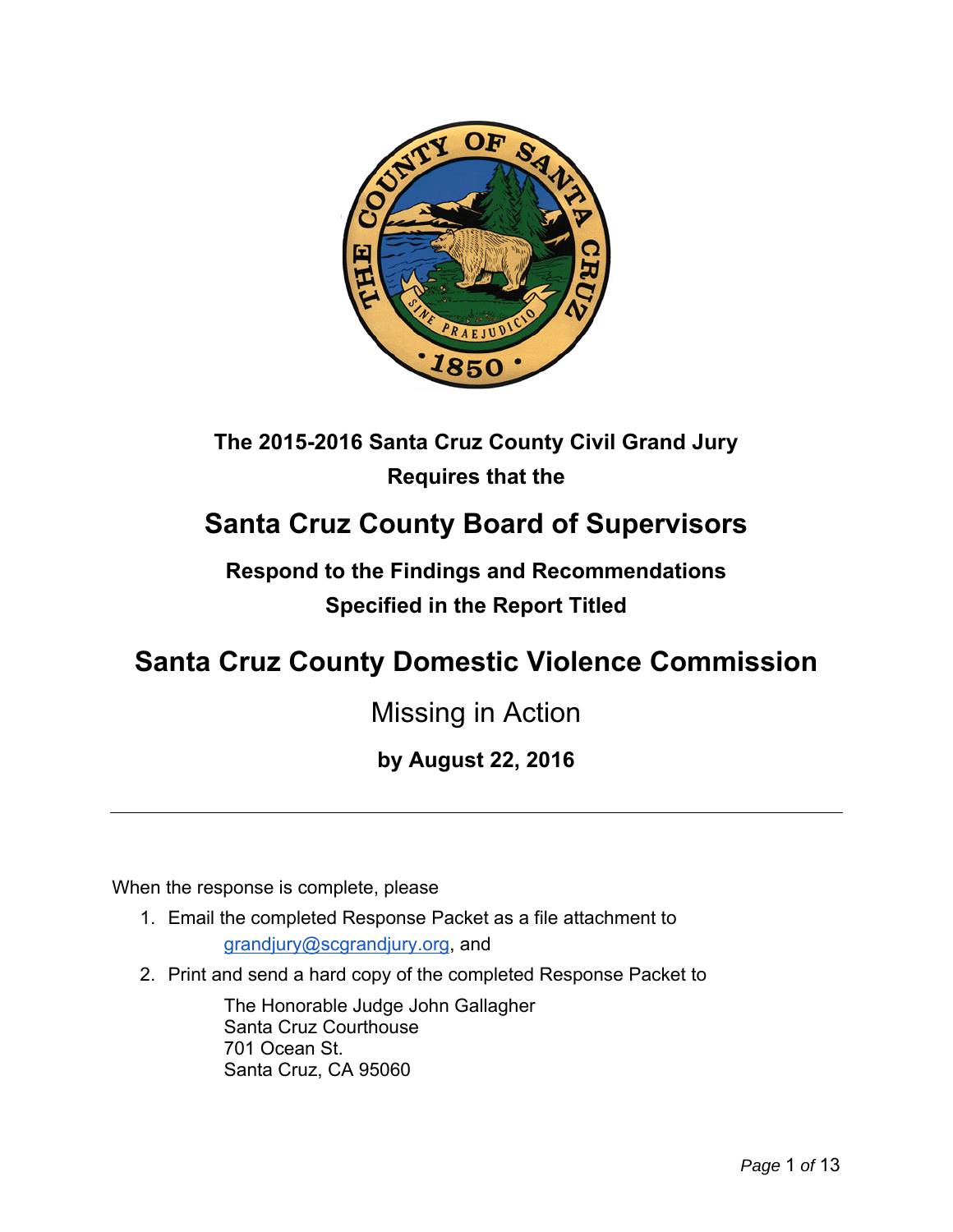**The 2015-2016 Santa Cruz County Civil Grand Jury**
**Requires that the**

# Santa Cruz County Board of Supervisors

**Respond to the Findings and Recommendations**
**Specified in the Report Titled**

# Santa Cruz County Domestic Violence Commission

## Missing in Action

**by August 22, 2016**

---

When the response is complete, please

1. Email the completed Response Packet as a file attachment to grandjury@scgrandjury.org, and
2. Print and send a hard copy of the completed Response Packet to

   The Honorable Judge John Gallagher
   Santa Cruz Courthouse
   701 Ocean St.
   Santa Cruz, CA 95060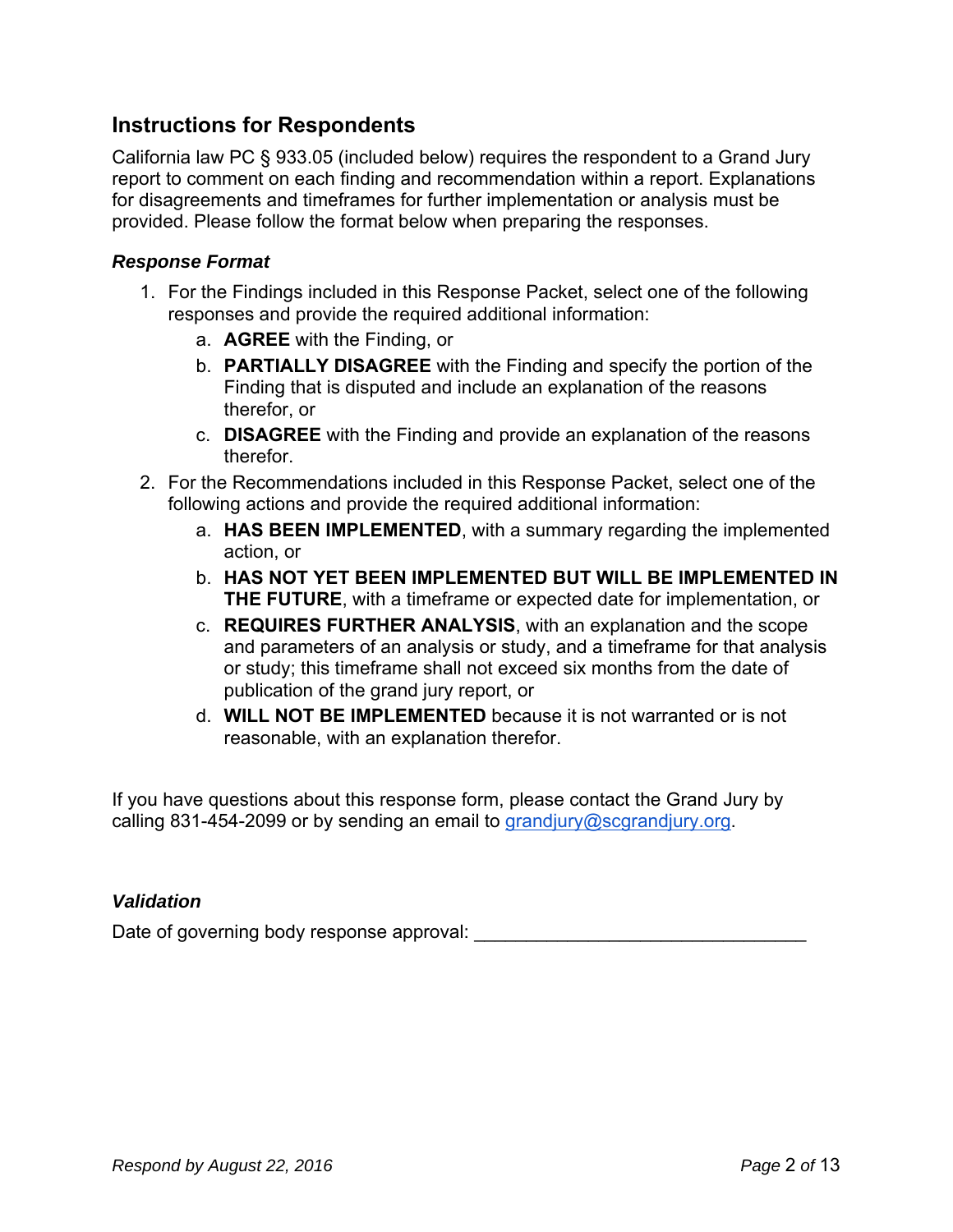## Instructions for Respondents

California law PC § 933.05 (included below) requires the respondent to a Grand Jury report to comment on each finding and recommendation within a report. Explanations for disagreements and timeframes for further implementation or analysis must be provided. Please follow the format below when preparing the responses.

### *Response Format*

1. For the Findings included in this Response Packet, select one of the following responses and provide the required additional information:
   a. **AGREE** with the Finding, or
   b. **PARTIALLY DISAGREE** with the Finding and specify the portion of the Finding that is disputed and include an explanation of the reasons therefor, or
   c. **DISAGREE** with the Finding and provide an explanation of the reasons therefor.
2. For the Recommendations included in this Response Packet, select one of the following actions and provide the required additional information:
   a. **HAS BEEN IMPLEMENTED**, with a summary regarding the implemented action, or
   b. **HAS NOT YET BEEN IMPLEMENTED BUT WILL BE IMPLEMENTED IN THE FUTURE**, with a timeframe or expected date for implementation, or
   c. **REQUIRES FURTHER ANALYSIS**, with an explanation and the scope and parameters of an analysis or study, and a timeframe for that analysis or study; this timeframe shall not exceed six months from the date of publication of the grand jury report, or
   d. **WILL NOT BE IMPLEMENTED** because it is not warranted or is not reasonable, with an explanation therefor.

If you have questions about this response form, please contact the Grand Jury by calling 831-454-2099 or by sending an email to grandjury@scgrandjury.org.

### *Validation*

Date of governing body response approval: ________________________________

*Respond by August 22, 2016*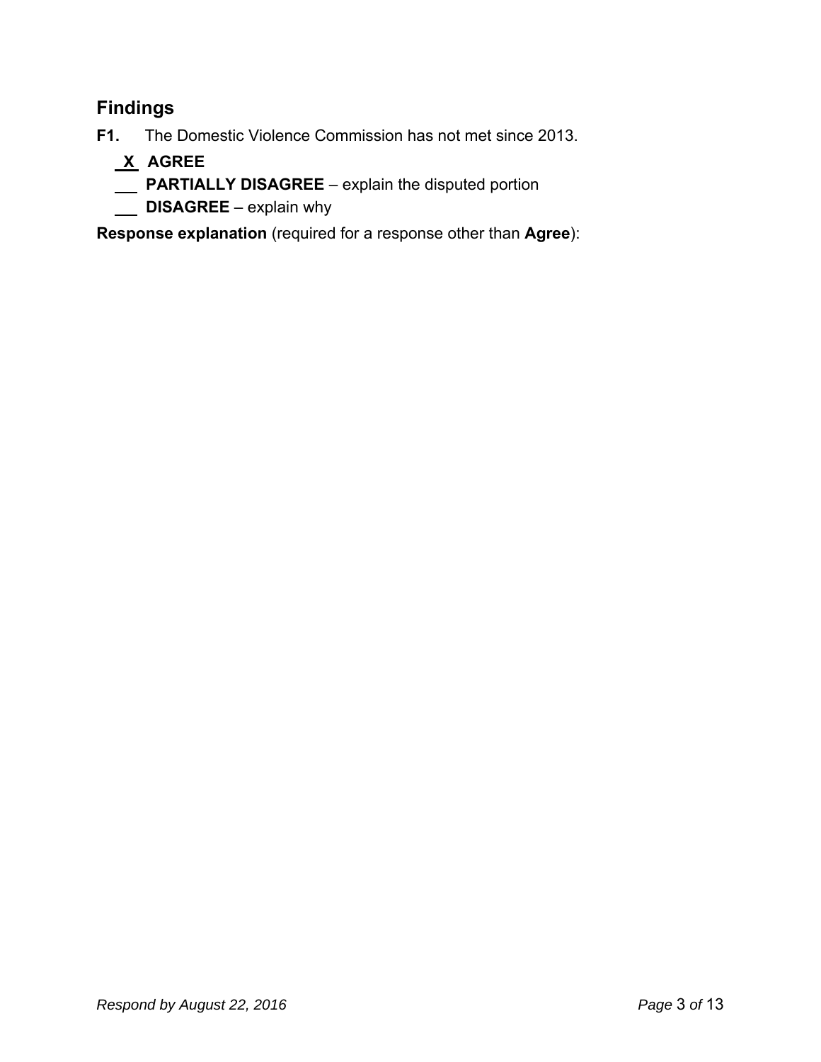## Findings

**F1.** The Domestic Violence Commission has not met since 2013.

__X__ **AGREE**

___ **PARTIALLY DISAGREE** – explain the disputed portion

___ **DISAGREE** – explain why

**Response explanation** (required for a response other than **Agree**):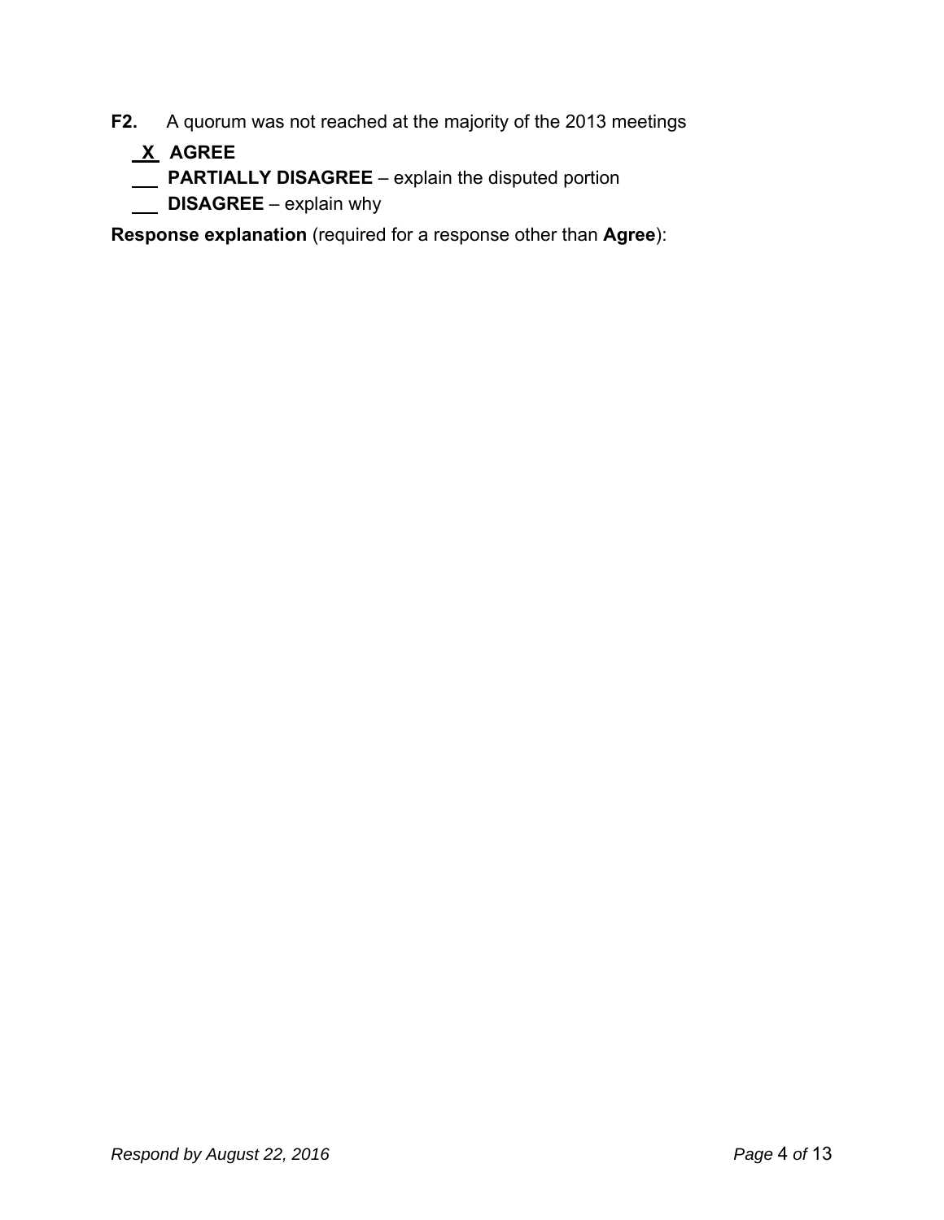**F2.** A quorum was not reached at the majority of the 2013 meetings

**X** **AGREE**

___ **PARTIALLY DISAGREE** – explain the disputed portion

___ **DISAGREE** – explain why

**Response explanation** (required for a response other than **Agree**):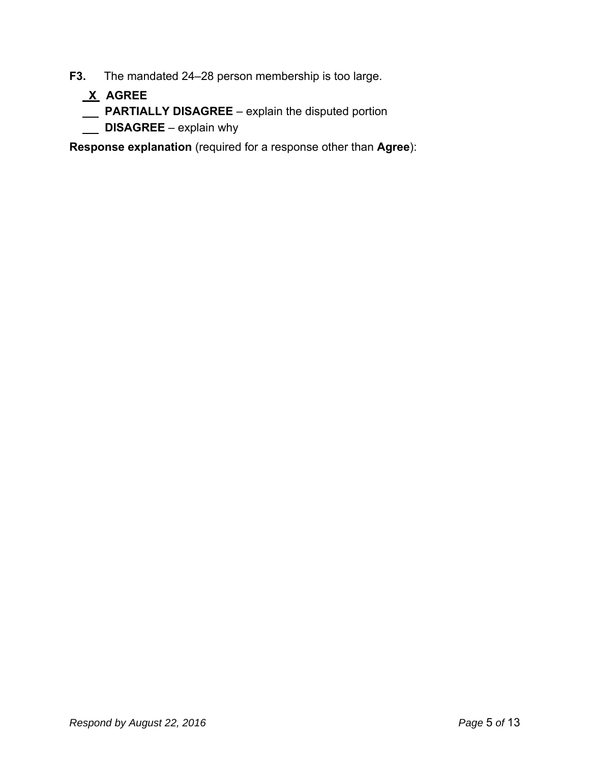**F3.** The mandated 24–28 person membership is too large.

_X_ **AGREE**

___ **PARTIALLY DISAGREE** – explain the disputed portion

___ **DISAGREE** – explain why

**Response explanation** (required for a response other than **Agree**):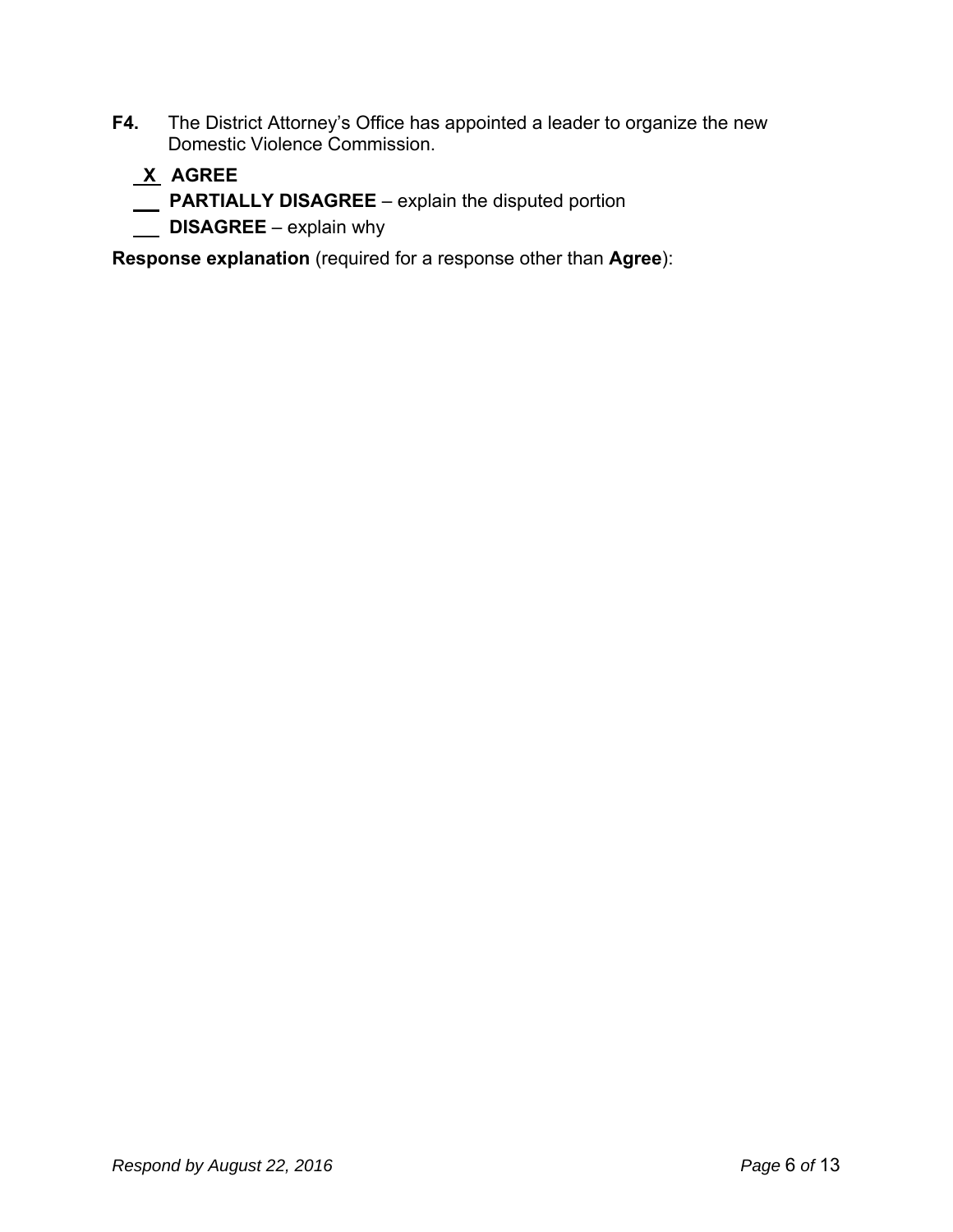**F4.** The District Attorney's Office has appointed a leader to organize the new Domestic Violence Commission.

**X** **AGREE**

___ **PARTIALLY DISAGREE** – explain the disputed portion

___ **DISAGREE** – explain why

**Response explanation** (required for a response other than **Agree**):

*Respond by August 22, 2016*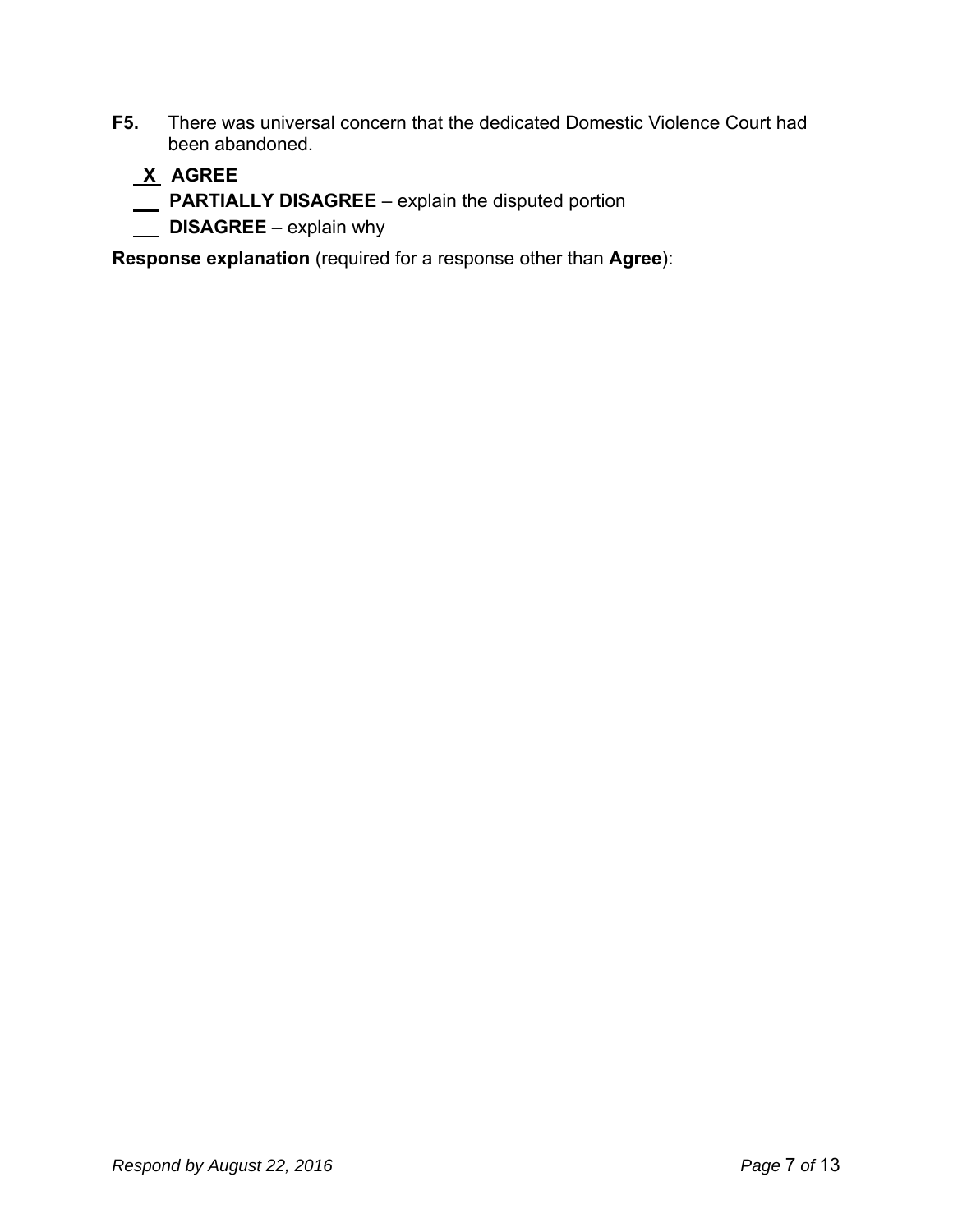**F5.** There was universal concern that the dedicated Domestic Violence Court had been abandoned.

__X__ **AGREE**

___ **PARTIALLY DISAGREE** – explain the disputed portion

___ **DISAGREE** – explain why

**Response explanation** (required for a response other than **Agree**):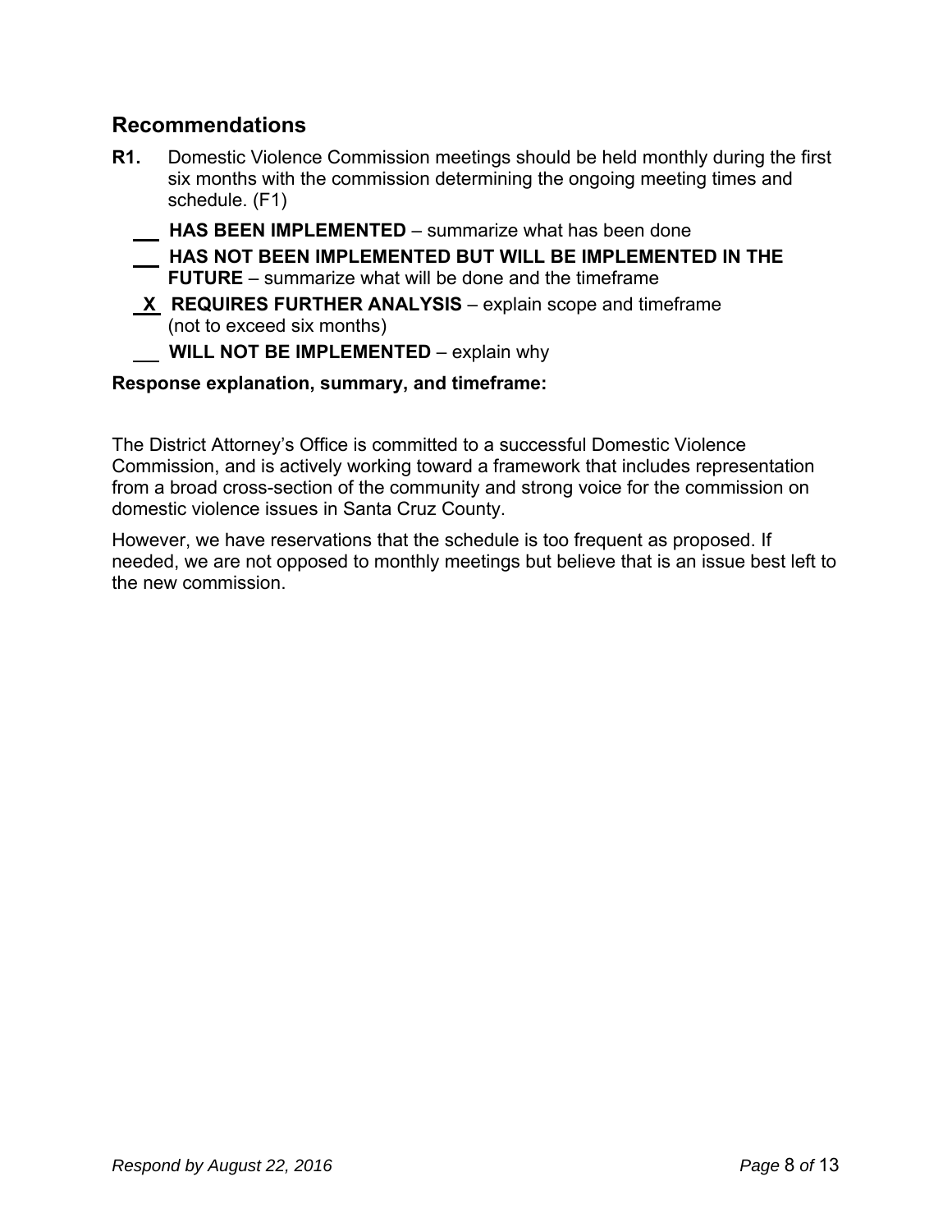## Recommendations

**R1.** Domestic Violence Commission meetings should be held monthly during the first six months with the commission determining the ongoing meeting times and schedule. (F1)

\_\_\_ **HAS BEEN IMPLEMENTED** – summarize what has been done

\_\_\_ **HAS NOT BEEN IMPLEMENTED BUT WILL BE IMPLEMENTED IN THE FUTURE** – summarize what will be done and the timeframe

\_X\_ **REQUIRES FURTHER ANALYSIS** – explain scope and timeframe (not to exceed six months)

\_\_\_ **WILL NOT BE IMPLEMENTED** – explain why

**Response explanation, summary, and timeframe:**

The District Attorney's Office is committed to a successful Domestic Violence Commission, and is actively working toward a framework that includes representation from a broad cross-section of the community and strong voice for the commission on domestic violence issues in Santa Cruz County.

However, we have reservations that the schedule is too frequent as proposed. If needed, we are not opposed to monthly meetings but believe that is an issue best left to the new commission.

*Respond by August 22, 2016*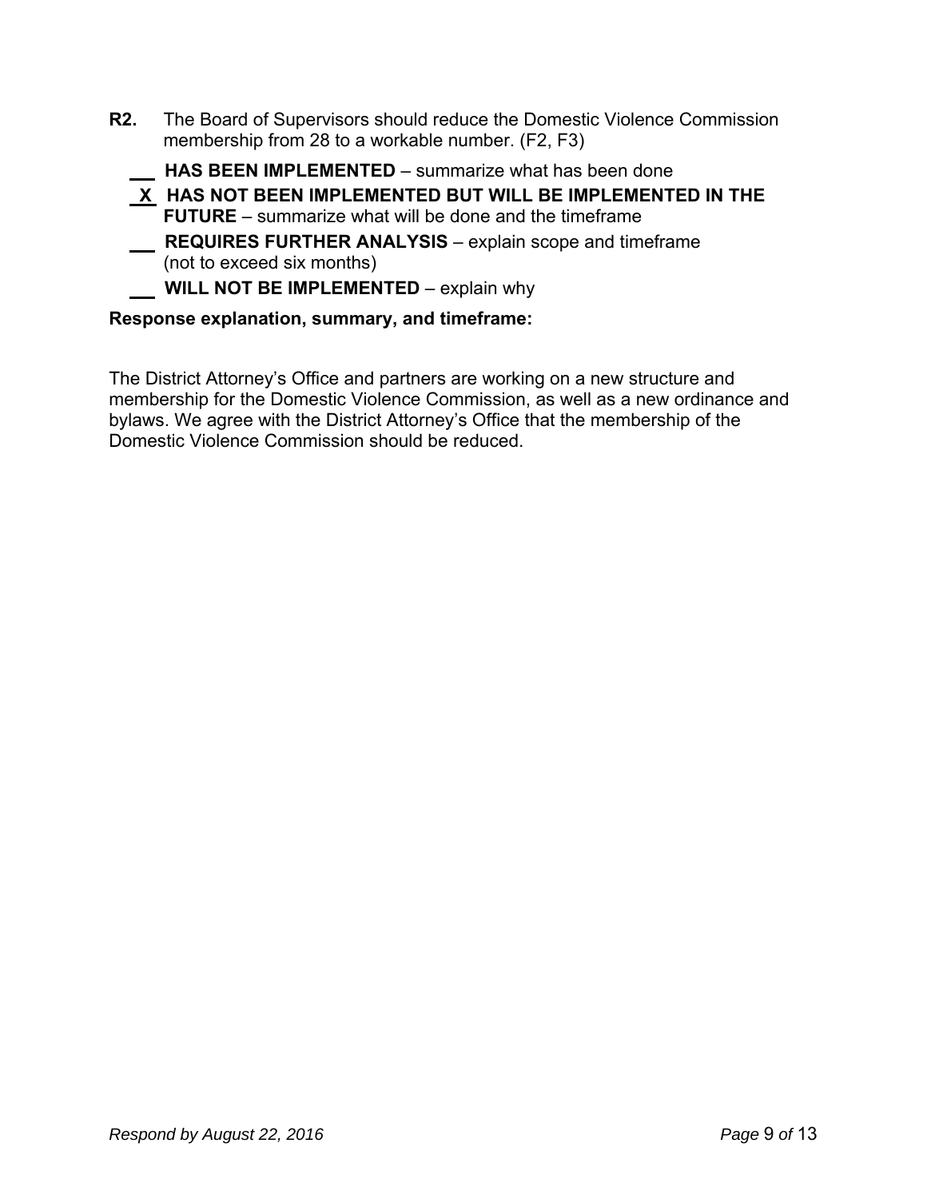**R2.** The Board of Supervisors should reduce the Domestic Violence Commission membership from 28 to a workable number. (F2, F3)

\_\_\_ **HAS BEEN IMPLEMENTED** – summarize what has been done

_X_ **HAS NOT BEEN IMPLEMENTED BUT WILL BE IMPLEMENTED IN THE FUTURE** – summarize what will be done and the timeframe

\_\_\_ **REQUIRES FURTHER ANALYSIS** – explain scope and timeframe (not to exceed six months)

\_\_\_ **WILL NOT BE IMPLEMENTED** – explain why

**Response explanation, summary, and timeframe:**

The District Attorney's Office and partners are working on a new structure and membership for the Domestic Violence Commission, as well as a new ordinance and bylaws. We agree with the District Attorney's Office that the membership of the Domestic Violence Commission should be reduced.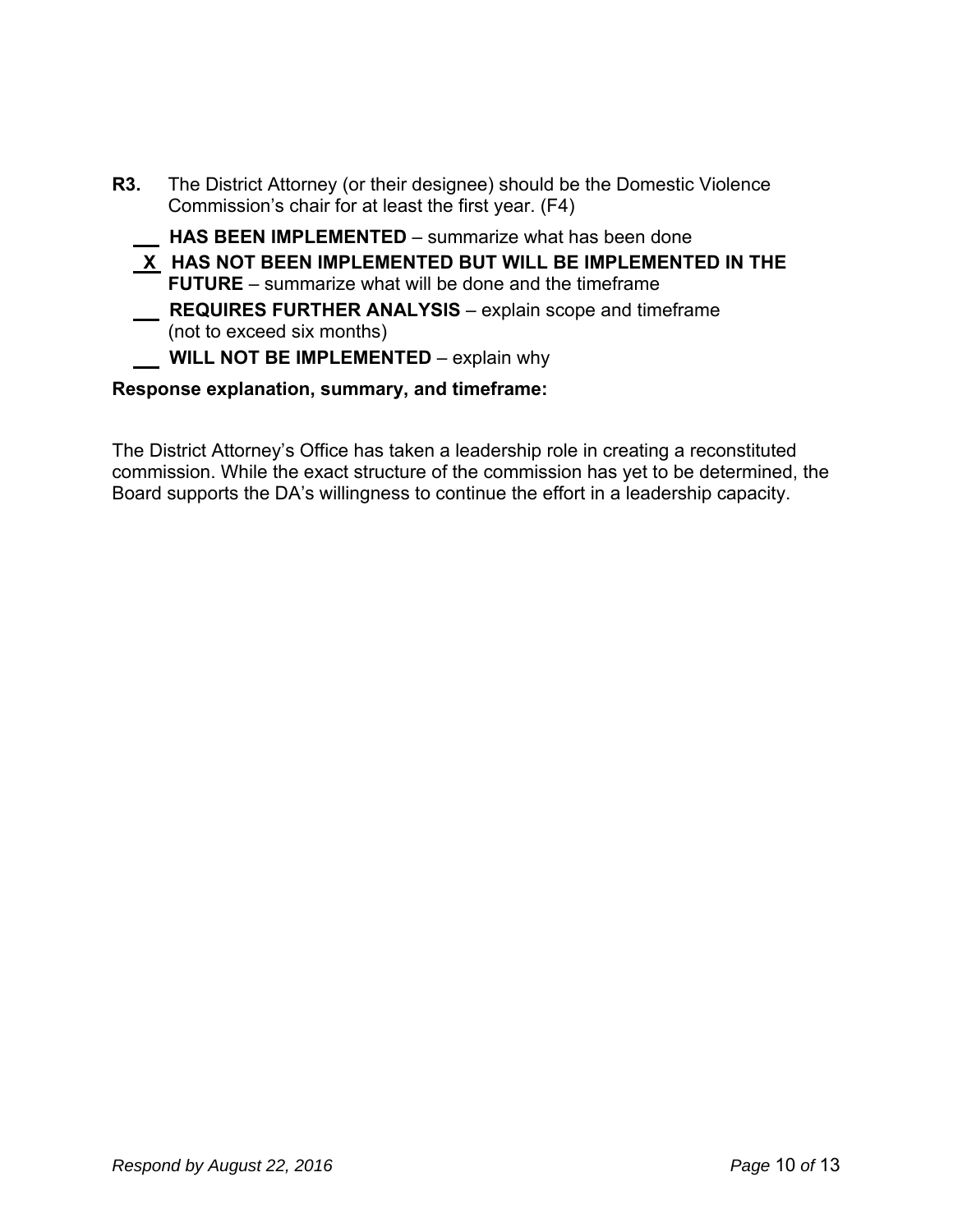**R3.** The District Attorney (or their designee) should be the Domestic Violence Commission's chair for at least the first year. (F4)

___ **HAS BEEN IMPLEMENTED** – summarize what has been done

_X_ **HAS NOT BEEN IMPLEMENTED BUT WILL BE IMPLEMENTED IN THE FUTURE** – summarize what will be done and the timeframe

___ **REQUIRES FURTHER ANALYSIS** – explain scope and timeframe (not to exceed six months)

___ **WILL NOT BE IMPLEMENTED** – explain why

**Response explanation, summary, and timeframe:**

The District Attorney's Office has taken a leadership role in creating a reconstituted commission. While the exact structure of the commission has yet to be determined, the Board supports the DA's willingness to continue the effort in a leadership capacity.

*Respond by August 22, 2016*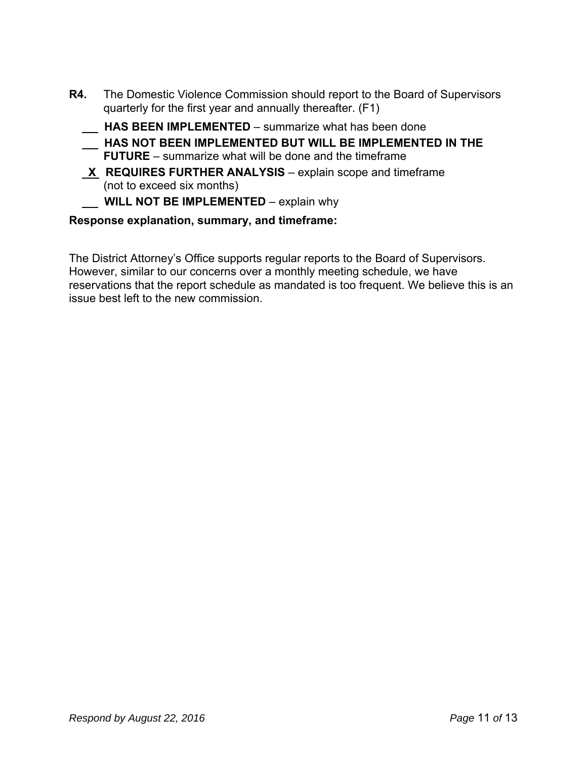**R4.** The Domestic Violence Commission should report to the Board of Supervisors quarterly for the first year and annually thereafter. (F1)

___ **HAS BEEN IMPLEMENTED** – summarize what has been done

___ **HAS NOT BEEN IMPLEMENTED BUT WILL BE IMPLEMENTED IN THE FUTURE** – summarize what will be done and the timeframe

_X_ **REQUIRES FURTHER ANALYSIS** – explain scope and timeframe (not to exceed six months)

___ **WILL NOT BE IMPLEMENTED** – explain why

**Response explanation, summary, and timeframe:**

The District Attorney's Office supports regular reports to the Board of Supervisors. However, similar to our concerns over a monthly meeting schedule, we have reservations that the report schedule as mandated is too frequent. We believe this is an issue best left to the new commission.

*Respond by August 22, 2016*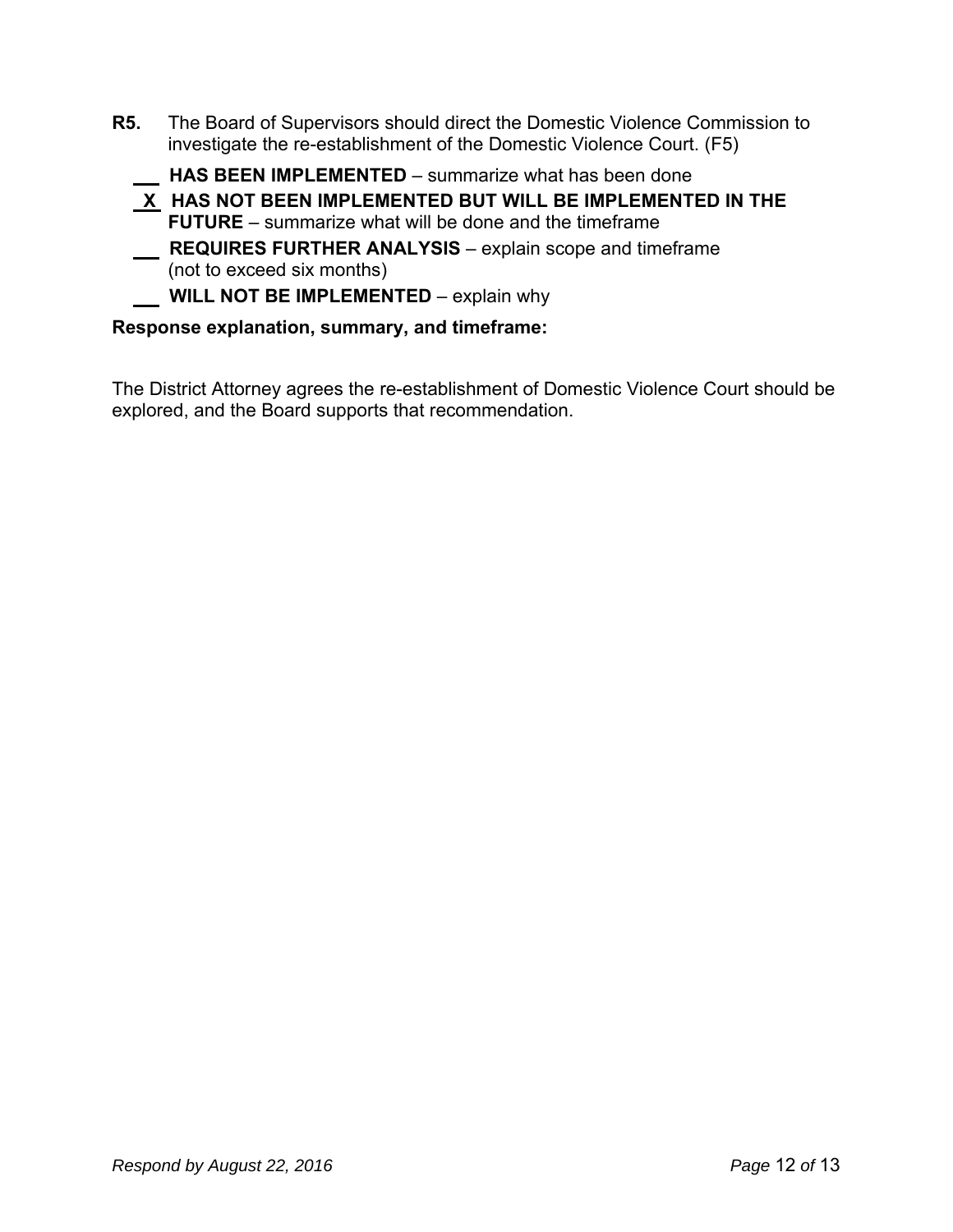**R5.** The Board of Supervisors should direct the Domestic Violence Commission to investigate the re-establishment of the Domestic Violence Court. (F5)

\_\_\_ **HAS BEEN IMPLEMENTED** – summarize what has been done

\_X\_ **HAS NOT BEEN IMPLEMENTED BUT WILL BE IMPLEMENTED IN THE FUTURE** – summarize what will be done and the timeframe

\_\_\_ **REQUIRES FURTHER ANALYSIS** – explain scope and timeframe (not to exceed six months)

\_\_\_ **WILL NOT BE IMPLEMENTED** – explain why

**Response explanation, summary, and timeframe:**

The District Attorney agrees the re-establishment of Domestic Violence Court should be explored, and the Board supports that recommendation.

*Respond by August 22, 2016*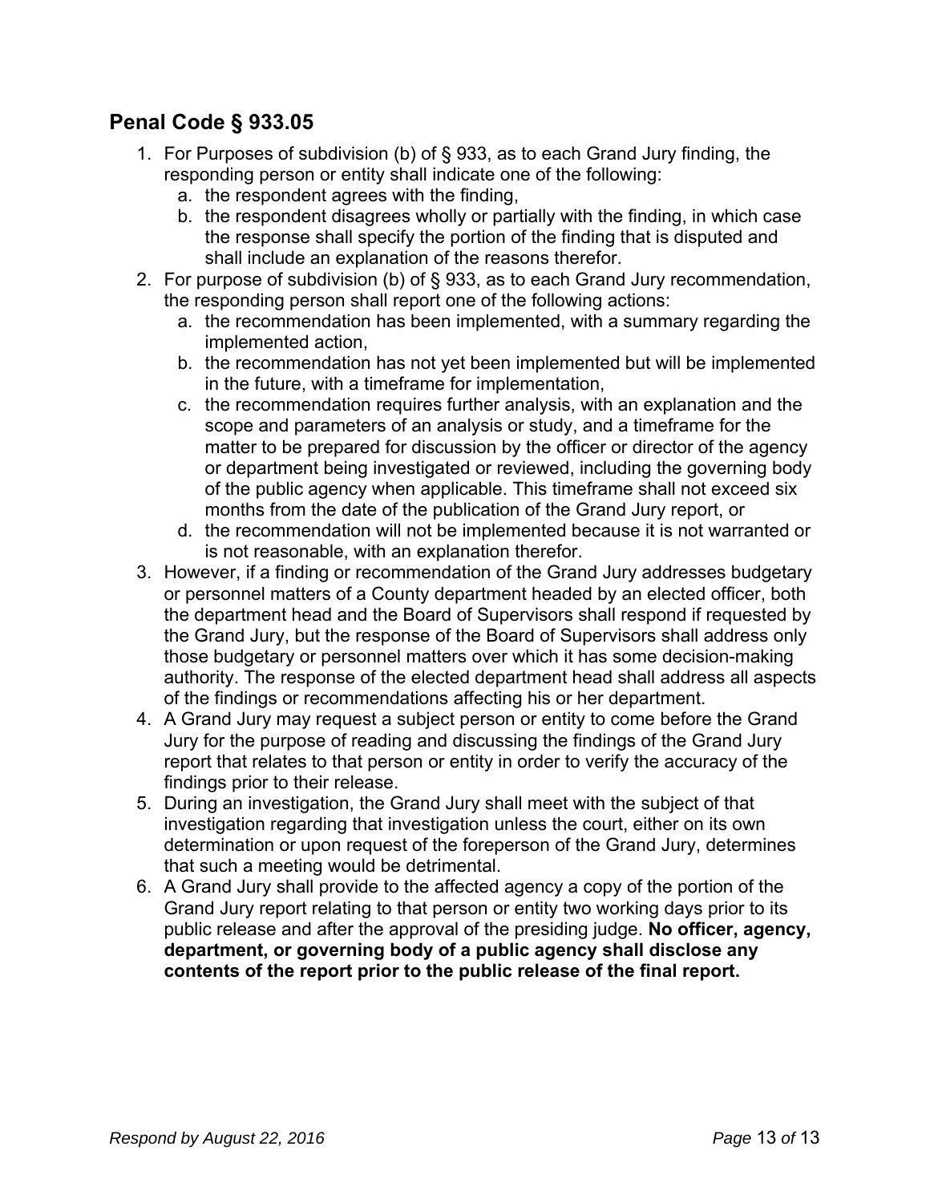## Penal Code § 933.05

1. For Purposes of subdivision (b) of § 933, as to each Grand Jury finding, the responding person or entity shall indicate one of the following:
   a. the respondent agrees with the finding,
   b. the respondent disagrees wholly or partially with the finding, in which case the response shall specify the portion of the finding that is disputed and shall include an explanation of the reasons therefor.
2. For purpose of subdivision (b) of § 933, as to each Grand Jury recommendation, the responding person shall report one of the following actions:
   a. the recommendation has been implemented, with a summary regarding the implemented action,
   b. the recommendation has not yet been implemented but will be implemented in the future, with a timeframe for implementation,
   c. the recommendation requires further analysis, with an explanation and the scope and parameters of an analysis or study, and a timeframe for the matter to be prepared for discussion by the officer or director of the agency or department being investigated or reviewed, including the governing body of the public agency when applicable. This timeframe shall not exceed six months from the date of the publication of the Grand Jury report, or
   d. the recommendation will not be implemented because it is not warranted or is not reasonable, with an explanation therefor.
3. However, if a finding or recommendation of the Grand Jury addresses budgetary or personnel matters of a County department headed by an elected officer, both the department head and the Board of Supervisors shall respond if requested by the Grand Jury, but the response of the Board of Supervisors shall address only those budgetary or personnel matters over which it has some decision-making authority. The response of the elected department head shall address all aspects of the findings or recommendations affecting his or her department.
4. A Grand Jury may request a subject person or entity to come before the Grand Jury for the purpose of reading and discussing the findings of the Grand Jury report that relates to that person or entity in order to verify the accuracy of the findings prior to their release.
5. During an investigation, the Grand Jury shall meet with the subject of that investigation regarding that investigation unless the court, either on its own determination or upon request of the foreperson of the Grand Jury, determines that such a meeting would be detrimental.
6. A Grand Jury shall provide to the affected agency a copy of the portion of the Grand Jury report relating to that person or entity two working days prior to its public release and after the approval of the presiding judge. **No officer, agency, department, or governing body of a public agency shall disclose any contents of the report prior to the public release of the final report.**